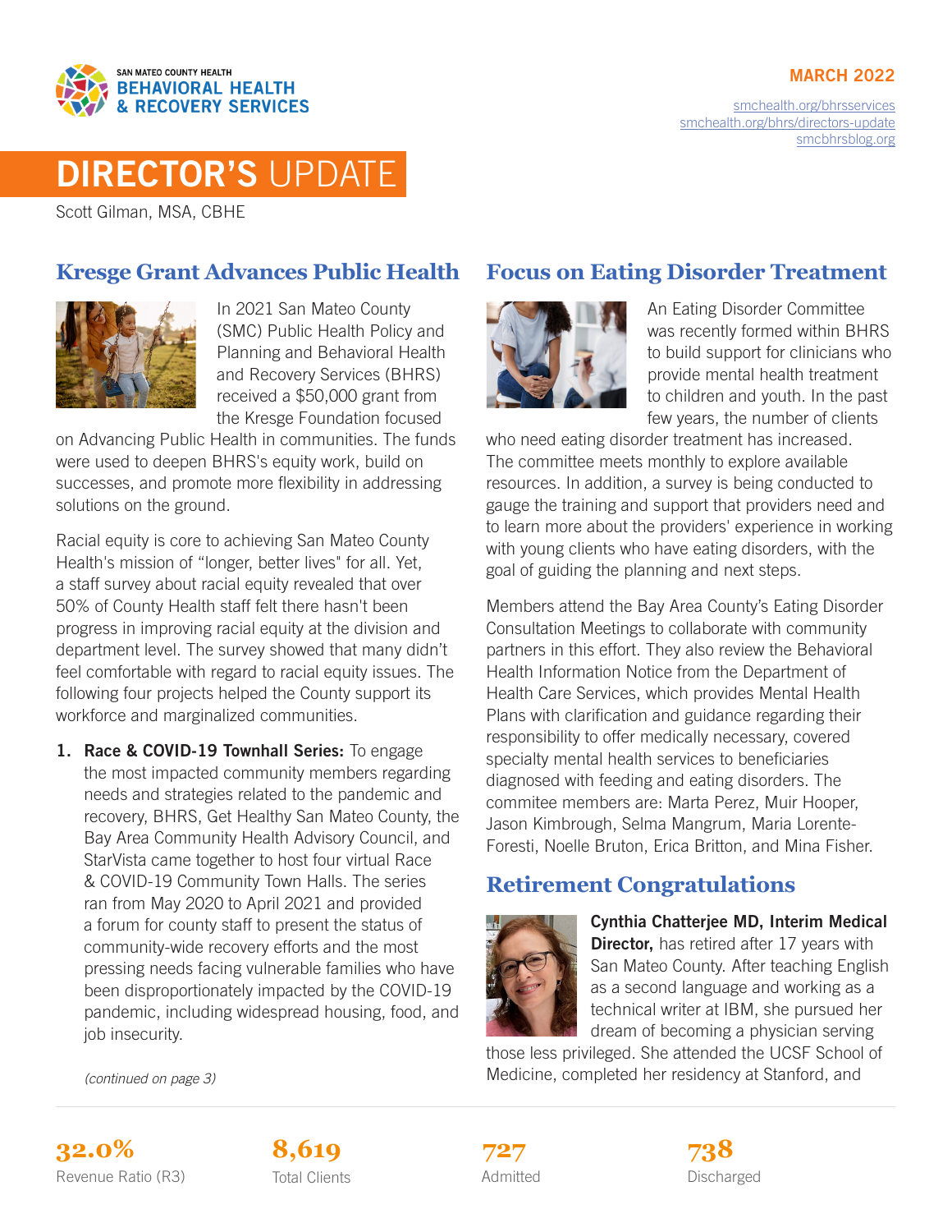SAN MATEO COUNTY HEALTH
**BEHAVIORAL HEALTH & RECOVERY SERVICES**

**MARCH 2022**

smchealth.org/bhrsservices
smchealth.org/bhrs/directors-update
smcbhrsblog.org

# DIRECTOR'S UPDATE

Scott Gilman, MSA, CBHE

## Kresge Grant Advances Public Health

In 2021 San Mateo County (SMC) Public Health Policy and Planning and Behavioral Health and Recovery Services (BHRS) received a $50,000 grant from the Kresge Foundation focused on Advancing Public Health in communities. The funds were used to deepen BHRS's equity work, build on successes, and promote more flexibility in addressing solutions on the ground.

Racial equity is core to achieving San Mateo County Health's mission of "longer, better lives" for all. Yet, a staff survey about racial equity revealed that over 50% of County Health staff felt there hasn't been progress in improving racial equity at the division and department level. The survey showed that many didn't feel comfortable with regard to racial equity issues. The following four projects helped the County support its workforce and marginalized communities.

1. **Race & COVID-19 Townhall Series:** To engage the most impacted community members regarding needs and strategies related to the pandemic and recovery, BHRS, Get Healthy San Mateo County, the Bay Area Community Health Advisory Council, and StarVista came together to host four virtual Race & COVID-19 Community Town Halls. The series ran from May 2020 to April 2021 and provided a forum for county staff to present the status of community-wide recovery efforts and the most pressing needs facing vulnerable families who have been disproportionately impacted by the COVID-19 pandemic, including widespread housing, food, and job insecurity.

*(continued on page 3)*

## Focus on Eating Disorder Treatment

An Eating Disorder Committee was recently formed within BHRS to build support for clinicians who provide mental health treatment to children and youth. In the past few years, the number of clients who need eating disorder treatment has increased. The committee meets monthly to explore available resources. In addition, a survey is being conducted to gauge the training and support that providers need and to learn more about the providers' experience in working with young clients who have eating disorders, with the goal of guiding the planning and next steps.

Members attend the Bay Area County's Eating Disorder Consultation Meetings to collaborate with community partners in this effort. They also review the Behavioral Health Information Notice from the Department of Health Care Services, which provides Mental Health Plans with clarification and guidance regarding their responsibility to offer medically necessary, covered specialty mental health services to beneficiaries diagnosed with feeding and eating disorders. The commitee members are: Marta Perez, Muir Hooper, Jason Kimbrough, Selma Mangrum, Maria Lorente-Foresti, Noelle Bruton, Erica Britton, and Mina Fisher.

## Retirement Congratulations

**Cynthia Chatterjee MD, Interim Medical Director,** has retired after 17 years with San Mateo County. After teaching English as a second language and working as a technical writer at IBM, she pursued her dream of becoming a physician serving those less privileged. She attended the UCSF School of Medicine, completed her residency at Stanford, and

| 32.0% | 8,619 | 727 | 738 |
|---|---|---|---|
| Revenue Ratio (R3) | Total Clients | Admitted | Discharged |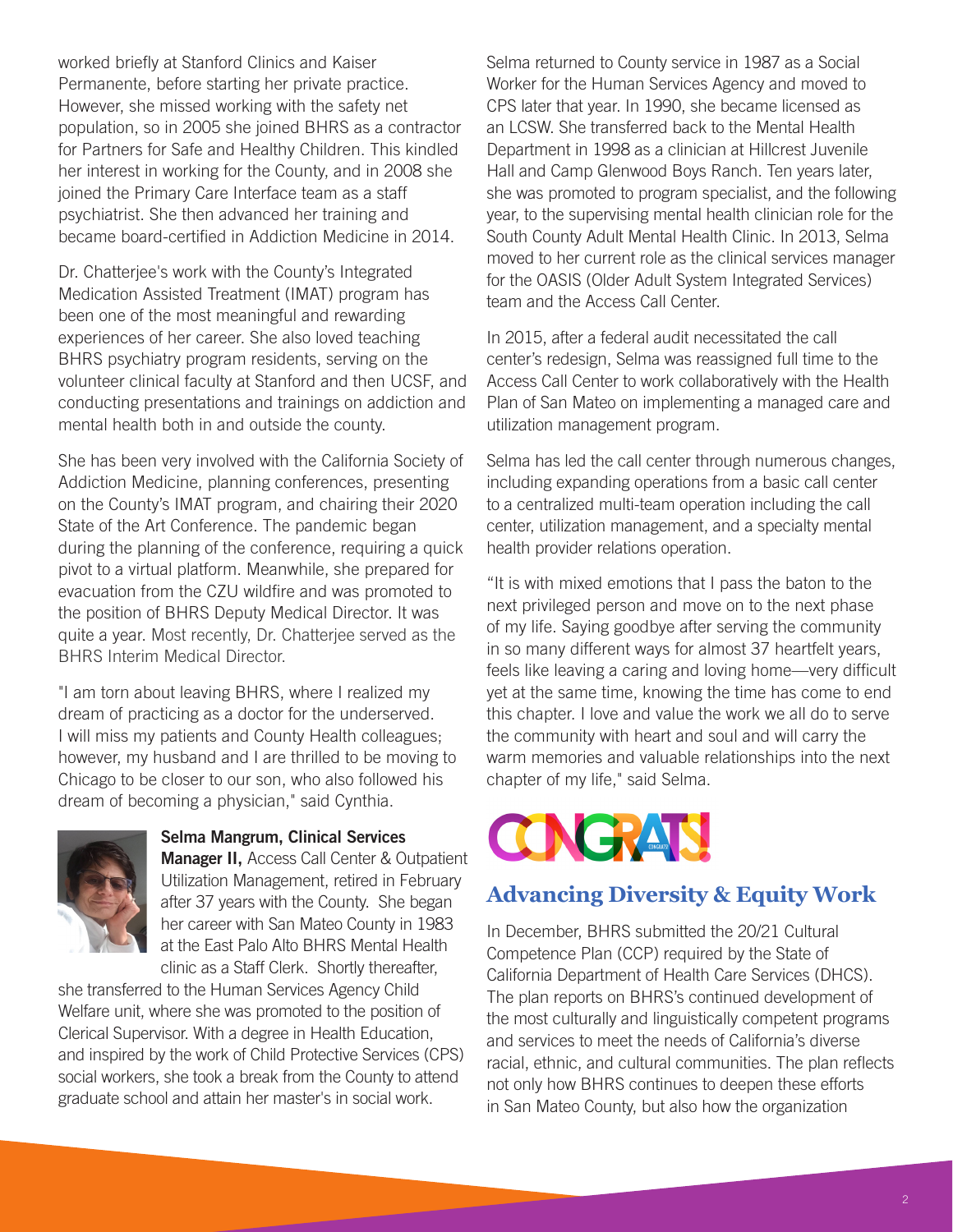worked briefly at Stanford Clinics and Kaiser Permanente, before starting her private practice. However, she missed working with the safety net population, so in 2005 she joined BHRS as a contractor for Partners for Safe and Healthy Children. This kindled her interest in working for the County, and in 2008 she joined the Primary Care Interface team as a staff psychiatrist. She then advanced her training and became board-certified in Addiction Medicine in 2014.

Dr. Chatterjee's work with the County's Integrated Medication Assisted Treatment (IMAT) program has been one of the most meaningful and rewarding experiences of her career. She also loved teaching BHRS psychiatry program residents, serving on the volunteer clinical faculty at Stanford and then UCSF, and conducting presentations and trainings on addiction and mental health both in and outside the county.

She has been very involved with the California Society of Addiction Medicine, planning conferences, presenting on the County's IMAT program, and chairing their 2020 State of the Art Conference. The pandemic began during the planning of the conference, requiring a quick pivot to a virtual platform. Meanwhile, she prepared for evacuation from the CZU wildfire and was promoted to the position of BHRS Deputy Medical Director. It was quite a year. Most recently, Dr. Chatterjee served as the BHRS Interim Medical Director.

"I am torn about leaving BHRS, where I realized my dream of practicing as a doctor for the underserved. I will miss my patients and County Health colleagues; however, my husband and I are thrilled to be moving to Chicago to be closer to our son, who also followed his dream of becoming a physician," said Cynthia.

**Selma Mangrum, Clinical Services Manager II,** Access Call Center & Outpatient Utilization Management, retired in February after 37 years with the County. She began her career with San Mateo County in 1983 at the East Palo Alto BHRS Mental Health clinic as a Staff Clerk. Shortly thereafter, she transferred to the Human Services Agency Child Welfare unit, where she was promoted to the position of Clerical Supervisor. With a degree in Health Education, and inspired by the work of Child Protective Services (CPS) social workers, she took a break from the County to attend graduate school and attain her master's in social work.

Selma returned to County service in 1987 as a Social Worker for the Human Services Agency and moved to CPS later that year. In 1990, she became licensed as an LCSW. She transferred back to the Mental Health Department in 1998 as a clinician at Hillcrest Juvenile Hall and Camp Glenwood Boys Ranch. Ten years later, she was promoted to program specialist, and the following year, to the supervising mental health clinician role for the South County Adult Mental Health Clinic. In 2013, Selma moved to her current role as the clinical services manager for the OASIS (Older Adult System Integrated Services) team and the Access Call Center.

In 2015, after a federal audit necessitated the call center's redesign, Selma was reassigned full time to the Access Call Center to work collaboratively with the Health Plan of San Mateo on implementing a managed care and utilization management program.

Selma has led the call center through numerous changes, including expanding operations from a basic call center to a centralized multi-team operation including the call center, utilization management, and a specialty mental health provider relations operation.

"It is with mixed emotions that I pass the baton to the next privileged person and move on to the next phase of my life. Saying goodbye after serving the community in so many different ways for almost 37 heartfelt years, feels like leaving a caring and loving home—very difficult yet at the same time, knowing the time has come to end this chapter. I love and value the work we all do to serve the community with heart and soul and will carry the warm memories and valuable relationships into the next chapter of my life," said Selma.

CONGRATS!

## Advancing Diversity & Equity Work

In December, BHRS submitted the 20/21 Cultural Competence Plan (CCP) required by the State of California Department of Health Care Services (DHCS). The plan reports on BHRS's continued development of the most culturally and linguistically competent programs and services to meet the needs of California's diverse racial, ethnic, and cultural communities. The plan reflects not only how BHRS continues to deepen these efforts in San Mateo County, but also how the organization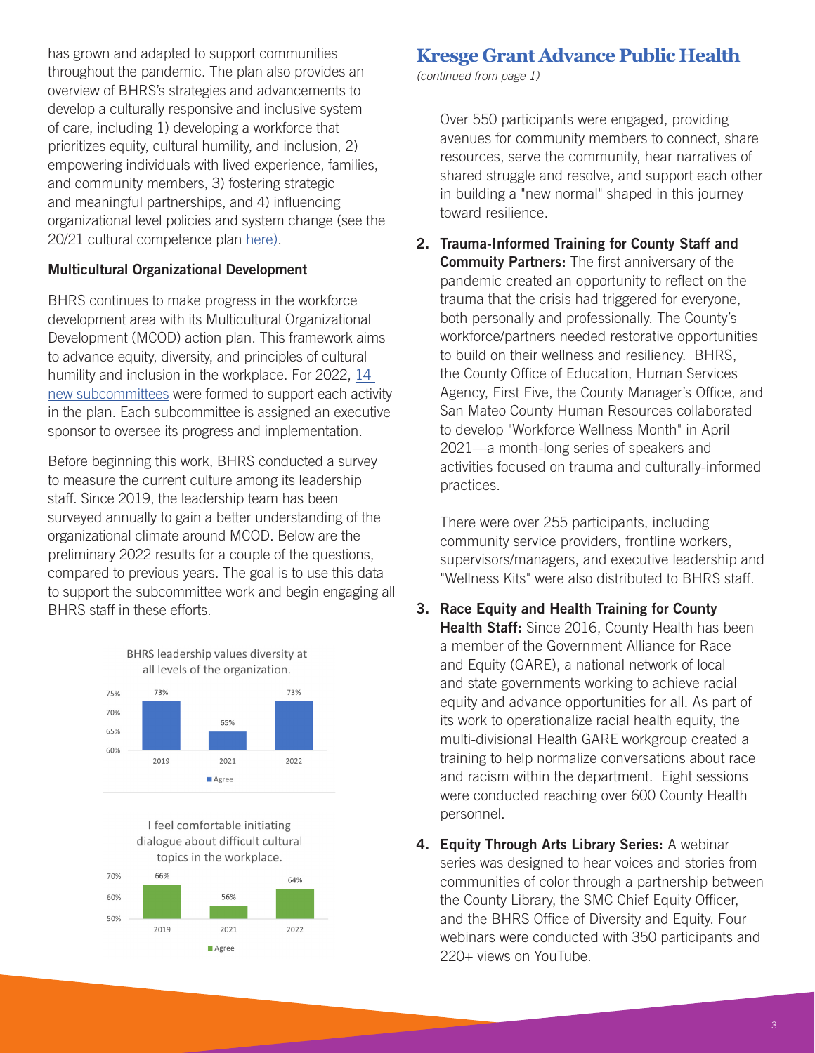has grown and adapted to support communities throughout the pandemic. The plan also provides an overview of BHRS's strategies and advancements to develop a culturally responsive and inclusive system of care, including 1) developing a workforce that prioritizes equity, cultural humility, and inclusion, 2) empowering individuals with lived experience, families, and community members, 3) fostering strategic and meaningful partnerships, and 4) influencing organizational level policies and system change (see the 20/21 cultural competence plan here).

### Multicultural Organizational Development

BHRS continues to make progress in the workforce development area with its Multicultural Organizational Development (MCOD) action plan. This framework aims to advance equity, diversity, and principles of cultural humility and inclusion in the workplace. For 2022, 14 new subcommittees were formed to support each activity in the plan. Each subcommittee is assigned an executive sponsor to oversee its progress and implementation.

Before beginning this work, BHRS conducted a survey to measure the current culture among its leadership staff. Since 2019, the leadership team has been surveyed annually to gain a better understanding of the organizational climate around MCOD. Below are the preliminary 2022 results for a couple of the questions, compared to previous years. The goal is to use this data to support the subcommittee work and begin engaging all BHRS staff in these efforts.

**BHRS leadership values diversity at all levels of the organization.**

| Year | Agree |
|---|---|
| 2019 | 73% |
| 2021 | 65% |
| 2022 | 73% |

**I feel comfortable initiating dialogue about difficult cultural topics in the workplace.**

| Year | Agree |
|---|---|
| 2019 | 66% |
| 2021 | 56% |
| 2022 | 64% |

## Kresge Grant Advance Public Health

*(continued from page 1)*

Over 550 participants were engaged, providing avenues for community members to connect, share resources, serve the community, hear narratives of shared struggle and resolve, and support each other in building a "new normal" shaped in this journey toward resilience.

2. **Trauma-Informed Training for County Staff and Commuity Partners:** The first anniversary of the pandemic created an opportunity to reflect on the trauma that the crisis had triggered for everyone, both personally and professionally. The County's workforce/partners needed restorative opportunities to build on their wellness and resiliency. BHRS, the County Office of Education, Human Services Agency, First Five, the County Manager's Office, and San Mateo County Human Resources collaborated to develop "Workforce Wellness Month" in April 2021—a month-long series of speakers and activities focused on trauma and culturally-informed practices.

   There were over 255 participants, including community service providers, frontline workers, supervisors/managers, and executive leadership and "Wellness Kits" were also distributed to BHRS staff.

3. **Race Equity and Health Training for County Health Staff:** Since 2016, County Health has been a member of the Government Alliance for Race and Equity (GARE), a national network of local and state governments working to achieve racial equity and advance opportunities for all. As part of its work to operationalize racial health equity, the multi-divisional Health GARE workgroup created a training to help normalize conversations about race and racism within the department. Eight sessions were conducted reaching over 600 County Health personnel.

4. **Equity Through Arts Library Series:** A webinar series was designed to hear voices and stories from communities of color through a partnership between the County Library, the SMC Chief Equity Officer, and the BHRS Office of Diversity and Equity. Four webinars were conducted with 350 participants and 220+ views on YouTube.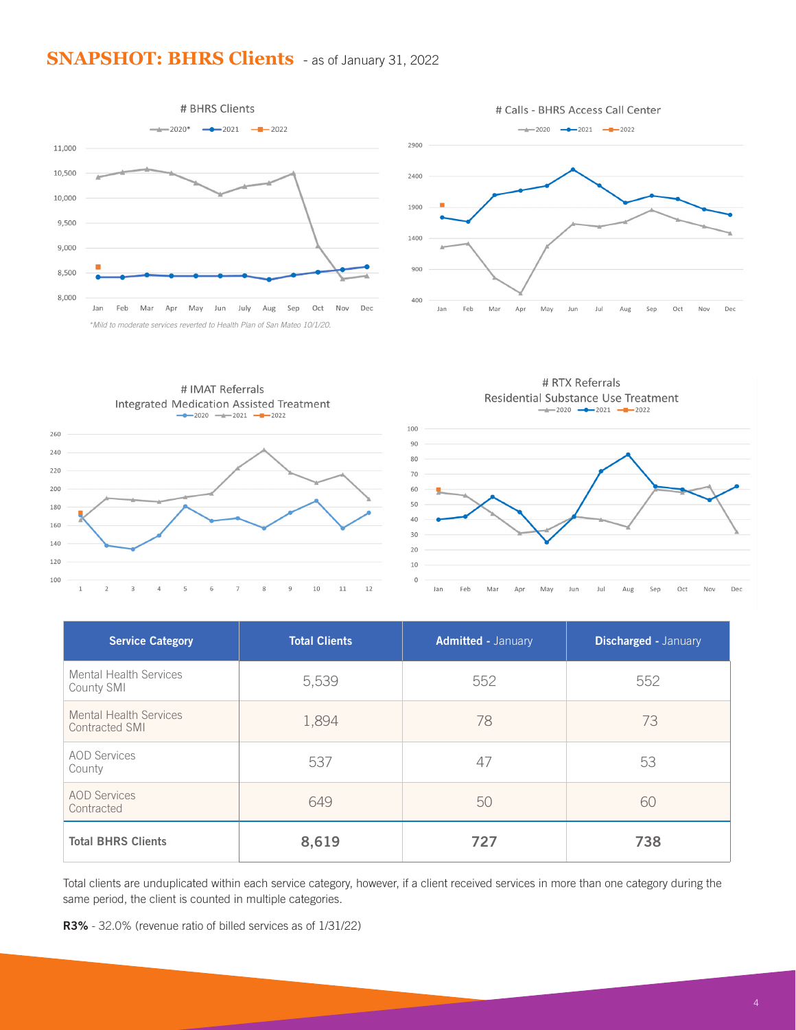## SNAPSHOT: BHRS Clients - as of January 31, 2022

# BHRS Clients

2020* 2021 2022

11,000
10,500
10,000
9,500
9,000
8,500
8,000

Jan Feb Mar Apr May Jun July Aug Sep Oct Nov Dec

*Mild to moderate services reverted to Health Plan of San Mateo 10/1/20.

# Calls - BHRS Access Call Center

2020 2021 2022

2900
2400
1900
1400
900
400

Jan Feb Mar Apr May Jun Jul Aug Sep Oct Nov Dec

# IMAT Referrals
Integrated Medication Assisted Treatment

2020 2021 2022

260
240
220
200
180
160
140
120
100

1 2 3 4 5 6 7 8 9 10 11 12

# RTX Referrals
Residential Substance Use Treatment

2020 2021 2022

100
90
80
70
60
50
40
30
20
10
0

Jan Feb Mar Apr May Jun Jul Aug Sep Oct Nov Dec

| Service Category | Total Clients | **Admitted** - January | **Discharged** - January |
|---|---|---|---|
| Mental Health Services County SMI | 5,539 | 552 | 552 |
| Mental Health Services Contracted SMI | 1,894 | 78 | 73 |
| AOD Services County | 537 | 47 | 53 |
| AOD Services Contracted | 649 | 50 | 60 |
| **Total BHRS Clients** | **8,619** | **727** | **738** |

Total clients are unduplicated within each service category, however, if a client received services in more than one category during the same period, the client is counted in multiple categories.

**R3%** - 32.0% (revenue ratio of billed services as of 1/31/22)